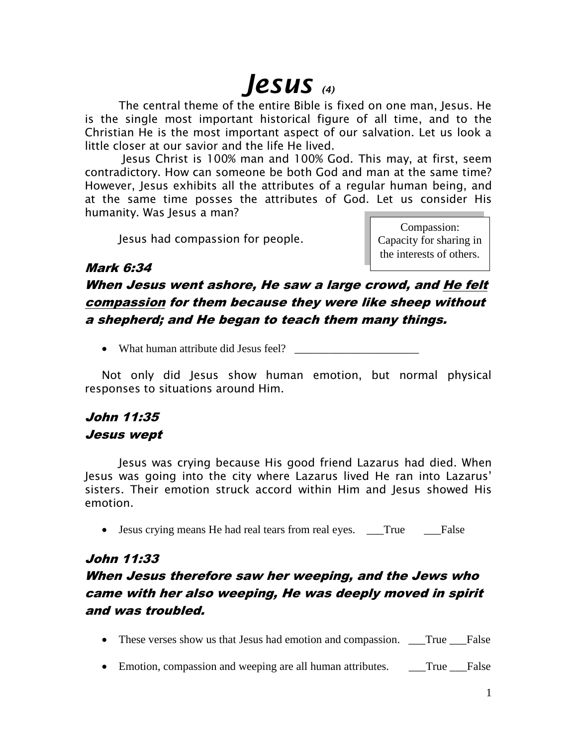# *Jesus* *(4)*

The central theme of the entire Bible is fixed on one man, Jesus. He is the single most important historical figure of all time, and to the Christian He is the most important aspect of our salvation. Let us look a little closer at our savior and the life He lived.

Jesus Christ is 100% man and 100% God. This may, at first, seem contradictory. How can someone be both God and man at the same time? However, Jesus exhibits all the attributes of a regular human being, and at the same time posses the attributes of God. Let us consider His humanity. Was Jesus a man?

> Compassion: Capacity for sharing in the interests of others.

Jesus had compassion for people.

### *Mark 6:34*

### *When Jesus went ashore, He saw a large crowd, and <u>He felt compassion</u> for them because they were like sheep without a shepherd; and He began to teach them many things.*

- What human attribute did Jesus feel? ______________________

Not only did Jesus show human emotion, but normal physical responses to situations around Him.

### *John 11:35*
### *Jesus wept*

Jesus was crying because His good friend Lazarus had died. When Jesus was going into the city where Lazarus lived He ran into Lazarus' sisters. Their emotion struck accord within Him and Jesus showed His emotion.

- Jesus crying means He had real tears from real eyes. ___True ___False

### *John 11:33*

### *When Jesus therefore saw her weeping, and the Jews who came with her also weeping, He was deeply moved in spirit and was troubled.*

- These verses show us that Jesus had emotion and compassion. ___True ___False
- Emotion, compassion and weeping are all human attributes. ___True ___False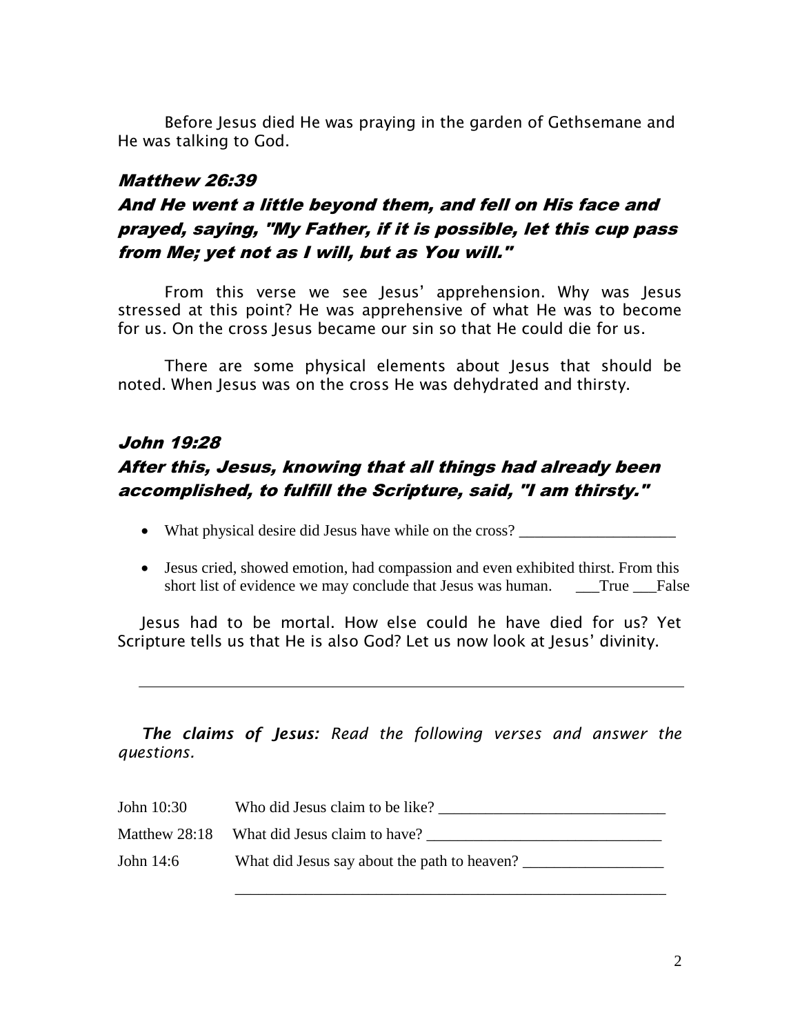Before Jesus died He was praying in the garden of Gethsemane and He was talking to God.

### *Matthew 26:39*

### *And He went a little beyond them, and fell on His face and prayed, saying, "My Father, if it is possible, let this cup pass from Me; yet not as I will, but as You will."*

From this verse we see Jesus' apprehension. Why was Jesus stressed at this point? He was apprehensive of what He was to become for us. On the cross Jesus became our sin so that He could die for us.

There are some physical elements about Jesus that should be noted. When Jesus was on the cross He was dehydrated and thirsty.

### *John 19:28*

### *After this, Jesus, knowing that all things had already been accomplished, to fulfill the Scripture, said, "I am thirsty."*

- What physical desire did Jesus have while on the cross? ____________________
- Jesus cried, showed emotion, had compassion and even exhibited thirst. From this short list of evidence we may conclude that Jesus was human. ___True ___False

Jesus had to be mortal. How else could he have died for us? Yet Scripture tells us that He is also God? Let us now look at Jesus' divinity.

---

***The claims of Jesus:*** *Read the following verses and answer the questions.*

John 10:30 Who did Jesus claim to be like? _____________________________

Matthew 28:18 What did Jesus claim to have? ______________________________

John 14:6 What did Jesus say about the path to heaven? __________________

_________________________________________________________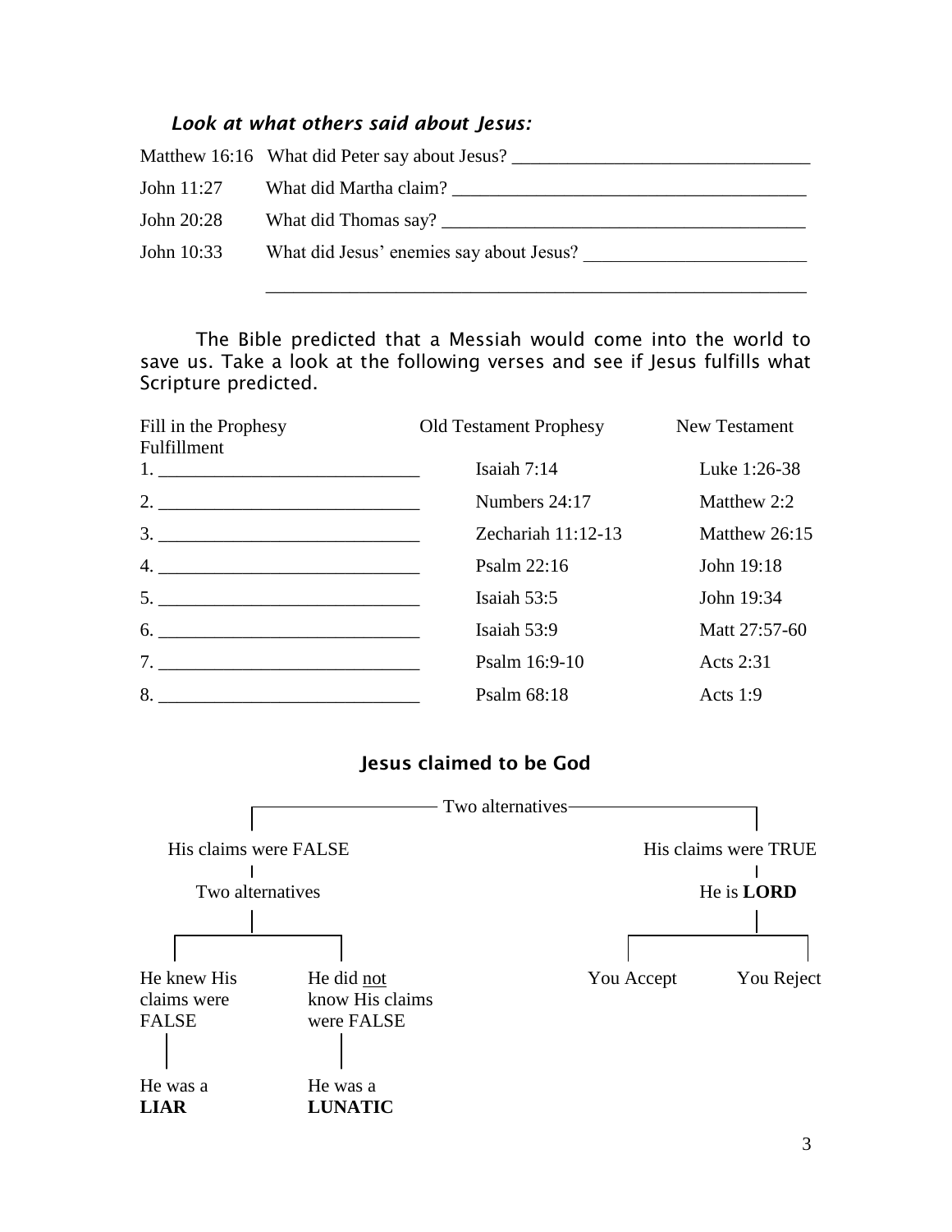### *Look at what others said about Jesus:*

Matthew 16:16 What did Peter say about Jesus? ________________________________

John 11:27 What did Martha claim? ______________________________________

John 20:28 What did Thomas say? _______________________________________

John 10:33 What did Jesus' enemies say about Jesus? ________________________

____________________________________________________________

The Bible predicted that a Messiah would come into the world to save us. Take a look at the following verses and see if Jesus fulfills what Scripture predicted.

| Fill in the Prophesy Fulfillment | Old Testament Prophesy | New Testament |
|---|---|---|
| 1. ____________________________ | Isaiah 7:14 | Luke 1:26-38 |
| 2. ____________________________ | Numbers 24:17 | Matthew 2:2 |
| 3. ____________________________ | Zechariah 11:12-13 | Matthew 26:15 |
| 4. ____________________________ | Psalm 22:16 | John 19:18 |
| 5. ____________________________ | Isaiah 53:5 | John 19:34 |
| 6. ____________________________ | Isaiah 53:9 | Matt 27:57-60 |
| 7. ____________________________ | Psalm 16:9-10 | Acts 2:31 |
| 8. ____________________________ | Psalm 68:18 | Acts 1:9 |

## Jesus claimed to be God

Two alternatives

- His claims were FALSE
  - Two alternatives
    - He knew His claims were FALSE
      - He was a **LIAR**
    - He did <u>not</u> know His claims were FALSE
      - He was a **LUNATIC**
- His claims were TRUE
  - He is **LORD**
    - You Accept
    - You Reject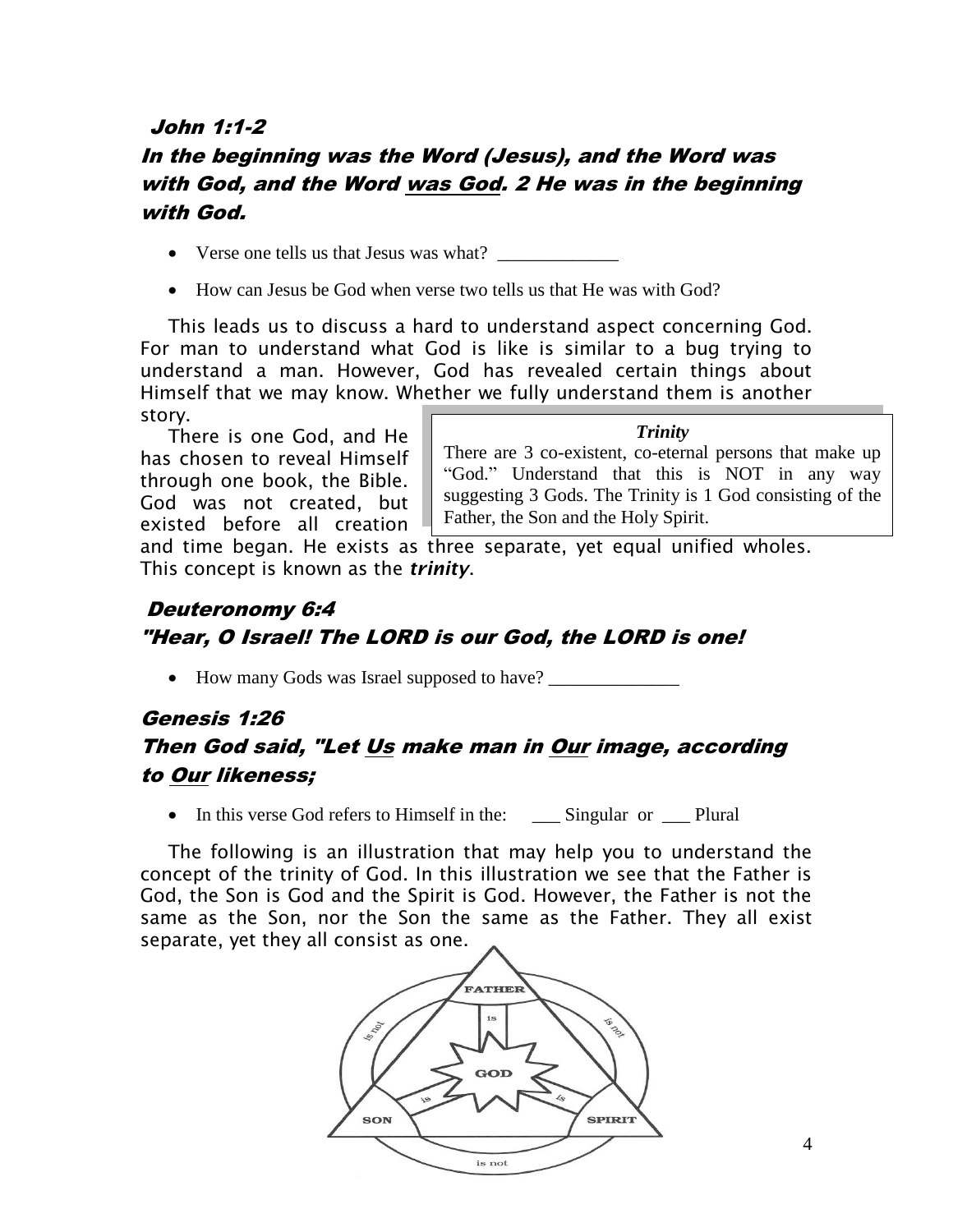**John 1:1-2**

***In the beginning was the Word (Jesus), and the Word was with God, and the Word was God. 2 He was in the beginning with God.***

- Verse one tells us that Jesus was what? _____________
- How can Jesus be God when verse two tells us that He was with God?

This leads us to discuss a hard to understand aspect concerning God. For man to understand what God is like is similar to a bug trying to understand a man. However, God has revealed certain things about Himself that we may know. Whether we fully understand them is another story.

> ***Trinity***
>
> There are 3 co-existent, co-eternal persons that make up "God." Understand that this is NOT in any way suggesting 3 Gods. The Trinity is 1 God consisting of the Father, the Son and the Holy Spirit.

There is one God, and He has chosen to reveal Himself through one book, the Bible. God was not created, but existed before all creation and time began. He exists as three separate, yet equal unified wholes. This concept is known as the ***trinity***.

**Deuteronomy 6:4**

***"Hear, O Israel! The LORD is our God, the LORD is one!***

- How many Gods was Israel supposed to have? ______________

**Genesis 1:26**

***Then God said, "Let Us make man in Our image, according to Our likeness;***

- In this verse God refers to Himself in the: ___ Singular or ___ Plural

The following is an illustration that may help you to understand the concept of the trinity of God. In this illustration we see that the Father is God, the Son is God and the Spirit is God. However, the Father is not the same as the Son, nor the Son the same as the Father. They all exist separate, yet they all consist as one.

FATHER — is — GOD; SON — is — GOD; SPIRIT — is — GOD; FATHER is not SON; FATHER is not SPIRIT; SON is not SPIRIT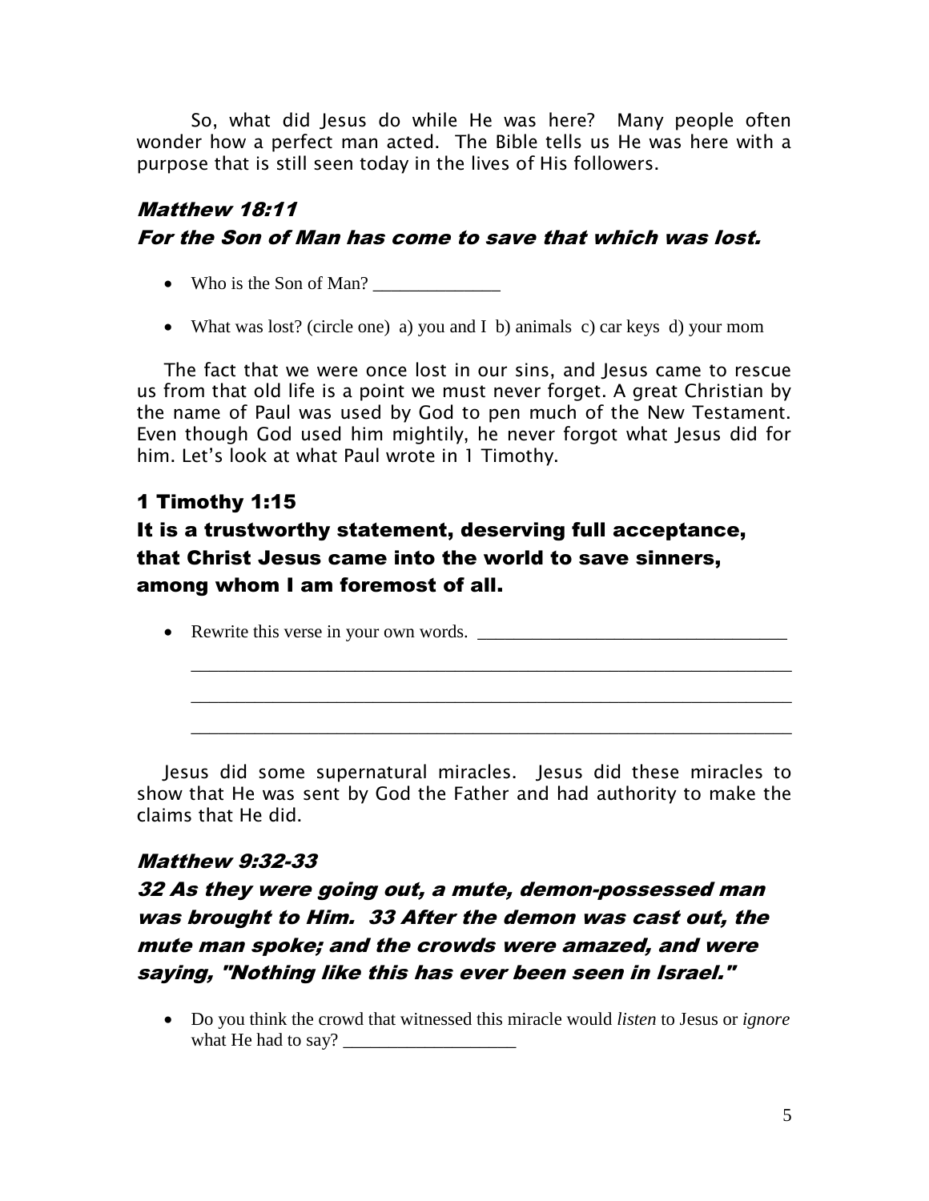So, what did Jesus do while He was here? Many people often wonder how a perfect man acted. The Bible tells us He was here with a purpose that is still seen today in the lives of His followers.

### *Matthew 18:11*

### *For the Son of Man has come to save that which was lost.*

- Who is the Son of Man? ______________

- What was lost? (circle one) a) you and I b) animals c) car keys d) your mom

The fact that we were once lost in our sins, and Jesus came to rescue us from that old life is a point we must never forget. A great Christian by the name of Paul was used by God to pen much of the New Testament. Even though God used him mightily, he never forgot what Jesus did for him. Let's look at what Paul wrote in 1 Timothy.

### 1 Timothy 1:15

### It is a trustworthy statement, deserving full acceptance, that Christ Jesus came into the world to save sinners, among whom I am foremost of all.

- Rewrite this verse in your own words. __________________________________

  _________________________________________________________________

  _________________________________________________________________

  _________________________________________________________________

Jesus did some supernatural miracles. Jesus did these miracles to show that He was sent by God the Father and had authority to make the claims that He did.

### *Matthew 9:32-33*

### *32 As they were going out, a mute, demon-possessed man was brought to Him. 33 After the demon was cast out, the mute man spoke; and the crowds were amazed, and were saying, "Nothing like this has ever been seen in Israel."*

- Do you think the crowd that witnessed this miracle would *listen* to Jesus or *ignore* what He had to say? ___________________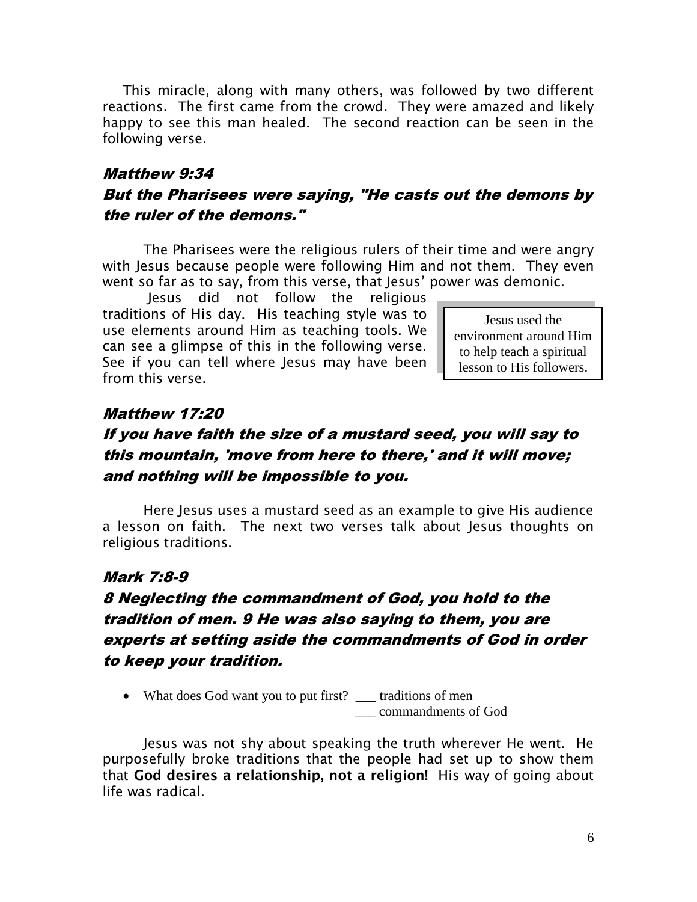This miracle, along with many others, was followed by two different reactions. The first came from the crowd. They were amazed and likely happy to see this man healed. The second reaction can be seen in the following verse.

### *Matthew 9:34*

### *But the Pharisees were saying, "He casts out the demons by the ruler of the demons."*

The Pharisees were the religious rulers of their time and were angry with Jesus because people were following Him and not them. They even went so far as to say, from this verse, that Jesus' power was demonic.

Jesus did not follow the religious traditions of His day. His teaching style was to use elements around Him as teaching tools. We can see a glimpse of this in the following verse. See if you can tell where Jesus may have been from this verse.

> Jesus used the environment around Him to help teach a spiritual lesson to His followers.

### *Matthew 17:20*

### *If you have faith the size of a mustard seed, you will say to this mountain, 'move from here to there,' and it will move; and nothing will be impossible to you.*

Here Jesus uses a mustard seed as an example to give His audience a lesson on faith. The next two verses talk about Jesus thoughts on religious traditions.

### *Mark 7:8-9*

### *8 Neglecting the commandment of God, you hold to the tradition of men. 9 He was also saying to them, you are experts at setting aside the commandments of God in order to keep your tradition.*

- What does God want you to put first? ___ traditions of men
  ___ commandments of God

Jesus was not shy about speaking the truth wherever He went. He purposefully broke traditions that the people had set up to show them that **God desires a relationship, not a religion!** His way of going about life was radical.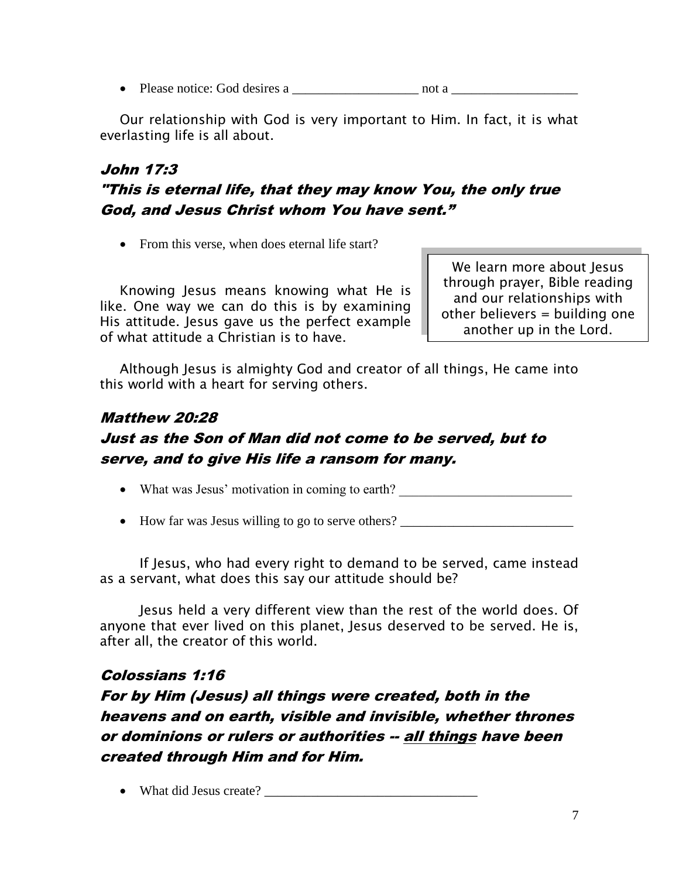- Please notice: God desires a ___________________ not a ___________________

Our relationship with God is very important to Him. In fact, it is what everlasting life is all about.

### *John 17:3*

### *"This is eternal life, that they may know You, the only true God, and Jesus Christ whom You have sent."*

- From this verse, when does eternal life start?

> We learn more about Jesus through prayer, Bible reading and our relationships with other believers = building one another up in the Lord.

Knowing Jesus means knowing what He is like. One way we can do this is by examining His attitude. Jesus gave us the perfect example of what attitude a Christian is to have.

Although Jesus is almighty God and creator of all things, He came into this world with a heart for serving others.

### *Matthew 20:28*

### *Just as the Son of Man did not come to be served, but to serve, and to give His life a ransom for many.*

- What was Jesus' motivation in coming to earth? __________________________
- How far was Jesus willing to go to serve others? __________________________

If Jesus, who had every right to demand to be served, came instead as a servant, what does this say our attitude should be?

Jesus held a very different view than the rest of the world does. Of anyone that ever lived on this planet, Jesus deserved to be served. He is, after all, the creator of this world.

### *Colossians 1:16*

### *For by Him (Jesus) all things were created, both in the heavens and on earth, visible and invisible, whether thrones or dominions or rulers or authorities -- <u>all things</u> have been created through Him and for Him.*

- What did Jesus create? _______________________________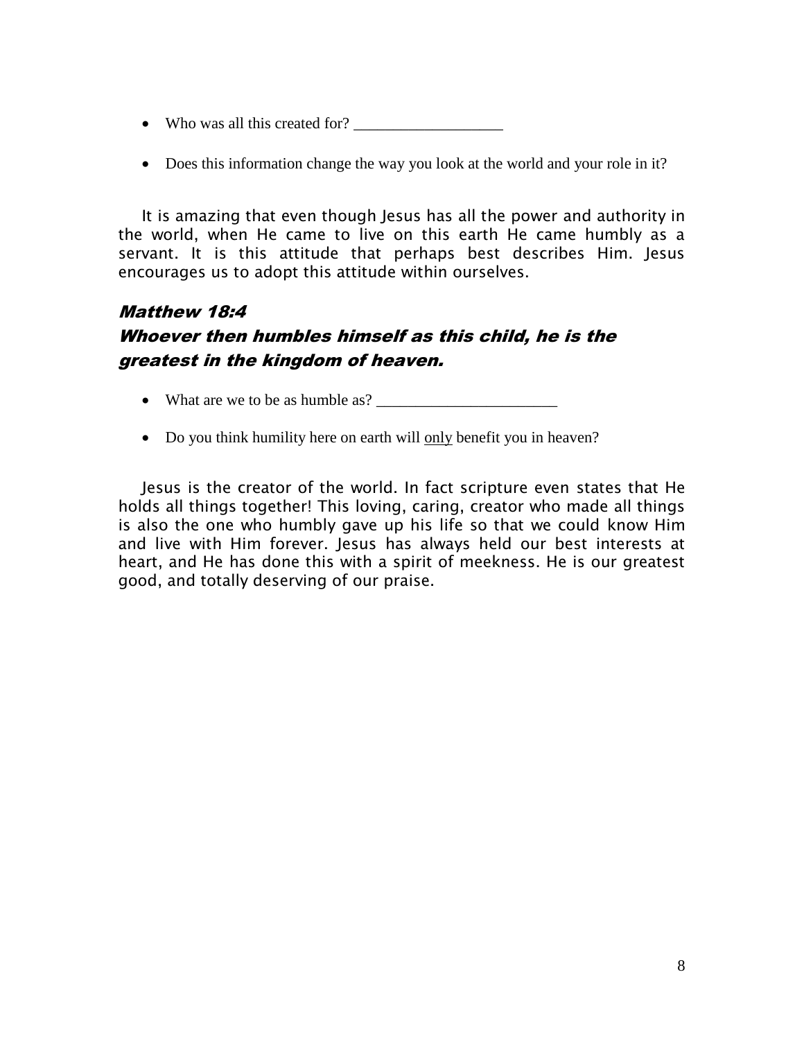- Who was all this created for? ___________________

- Does this information change the way you look at the world and your role in it?

It is amazing that even though Jesus has all the power and authority in the world, when He came to live on this earth He came humbly as a servant. It is this attitude that perhaps best describes Him. Jesus encourages us to adopt this attitude within ourselves.

### *Matthew 18:4*
### *Whoever then humbles himself as this child, he is the greatest in the kingdom of heaven.*

- What are we to be as humble as? _______________________

- Do you think humility here on earth will <u>only</u> benefit you in heaven?

Jesus is the creator of the world. In fact scripture even states that He holds all things together! This loving, caring, creator who made all things is also the one who humbly gave up his life so that we could know Him and live with Him forever. Jesus has always held our best interests at heart, and He has done this with a spirit of meekness. He is our greatest good, and totally deserving of our praise.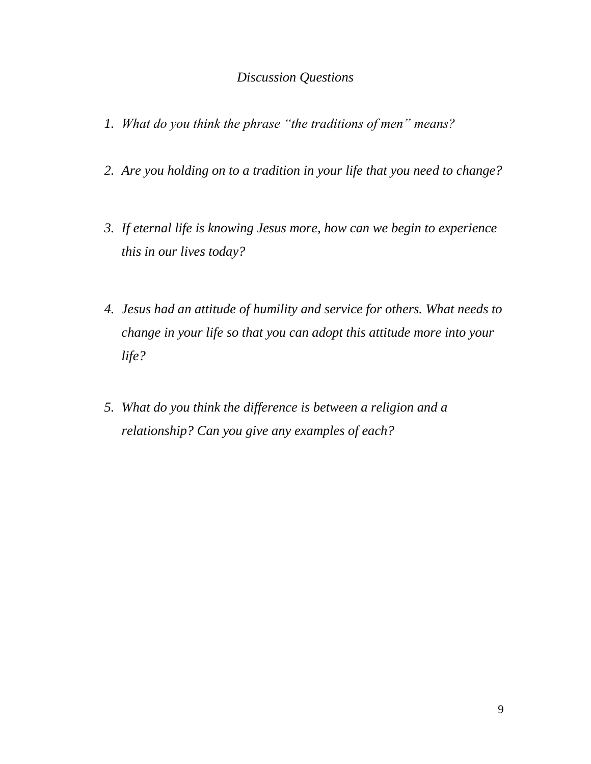## *Discussion Questions*

1. *What do you think the phrase "the traditions of men" means?*

2. *Are you holding on to a tradition in your life that you need to change?*

3. *If eternal life is knowing Jesus more, how can we begin to experience this in our lives today?*

4. *Jesus had an attitude of humility and service for others. What needs to change in your life so that you can adopt this attitude more into your life?*

5. *What do you think the difference is between a religion and a relationship? Can you give any examples of each?*